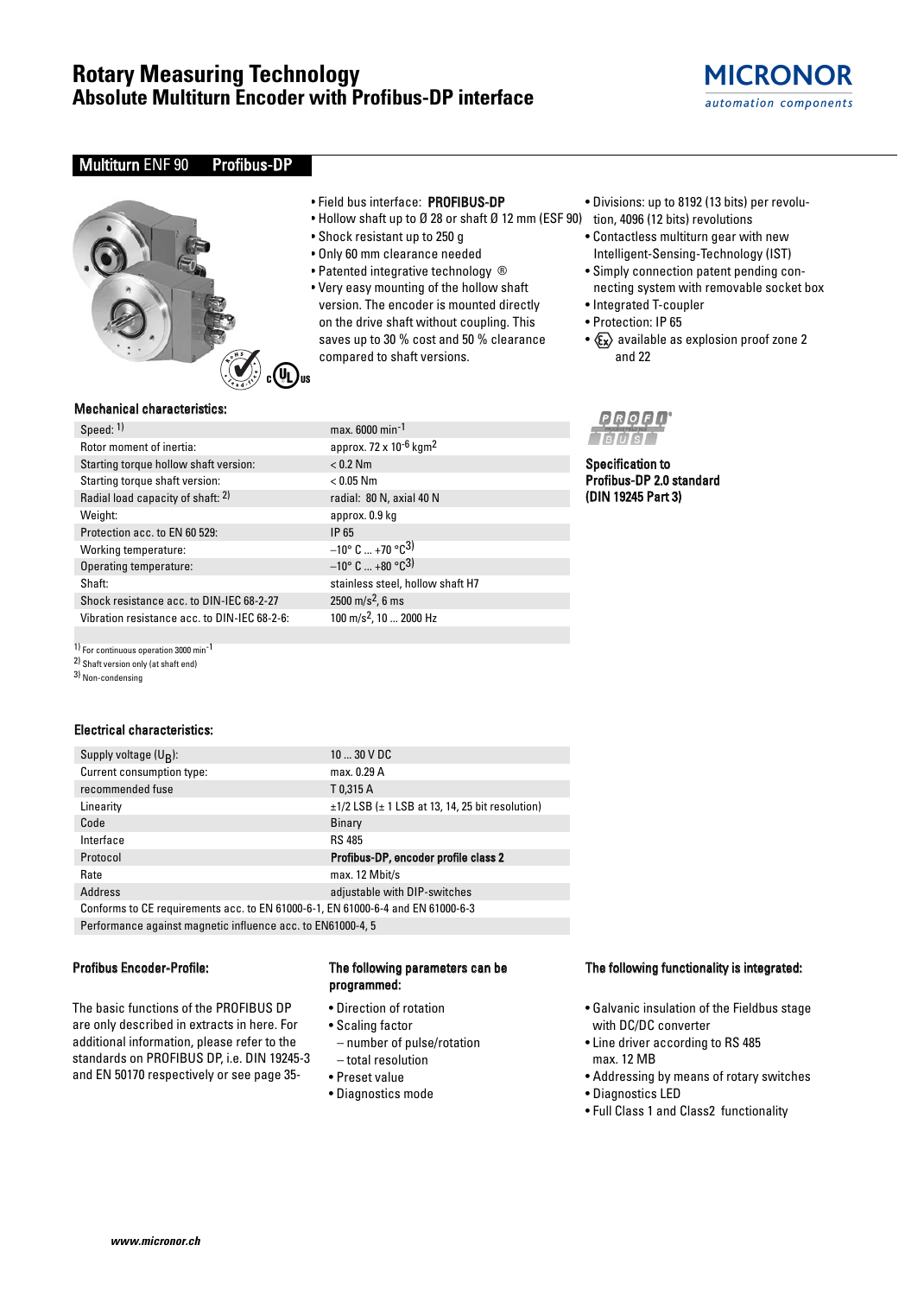# Rotary Measuring Technology
## Absolute Multiturn Encoder with Profibus-DP interface

MICRONOR
automation components

## Multiturn ENF 90 Profibus-DP

- Field bus interface: **PROFIBUS-DP**
- Hollow shaft up to Ø 28 or shaft Ø 12 mm (ESF 90)
- Shock resistant up to 250 g
- Only 60 mm clearance needed
- Patented integrative technology ®
- Very easy mounting of the hollow shaft version. The encoder is mounted directly on the drive shaft without coupling. This saves up to 30 % cost and 50 % clearance compared to shaft versions.
- Divisions: up to 8192 (13 bits) per revolution, 4096 (12 bits) revolutions
- Contactless multiturn gear with new Intelligent-Sensing-Technology (IST)
- Simply connection patent pending connecting system with removable socket box
- Integrated T-coupler
- Protection: IP 65
- Ex available as explosion proof zone 2 and 22

### Mechanical characteristics:

| | |
|---|---|
| Speed: [1] | max. 6000 min$^{-1}$ |
| Rotor moment of inertia: | approx. 72 x $10^{-6}$ kgm$^2$ |
| Starting torque hollow shaft version: | < 0.2 Nm |
| Starting torque shaft version: | < 0.05 Nm |
| Radial load capacity of shaft: [2] | radial: 80 N, axial 40 N |
| Weight: | approx. 0.9 kg |
| Protection acc. to EN 60 529: | IP 65 |
| Working temperature: | –10° C ... +70 °C [3] |
| Operating temperature: | –10° C ... +80 °C [3] |
| Shaft: | stainless steel, hollow shaft H7 |
| Shock resistance acc. to DIN-IEC 68-2-27 | 2500 m/s$^2$, 6 ms |
| Vibration resistance acc. to DIN-IEC 68-2-6: | 100 m/s$^2$, 10 ... 2000 Hz |

[1] For continuous operation 3000 min$^{-1}$
[2] Shaft version only (at shaft end)
[3] Non-condensing

**Specification to Profibus-DP 2.0 standard (DIN 19245 Part 3)**

### Electrical characteristics:

| | |
|---|---|
| Supply voltage ($U_B$): | 10 ... 30 V DC |
| Current consumption type: | max. 0.29 A |
| recommended fuse | T 0,315 A |
| Linearity | ±1/2 LSB (± 1 LSB at 13, 14, 25 bit resolution) |
| Code | Binary |
| Interface | RS 485 |
| Protocol | **Profibus-DP, encoder profile class 2** |
| Rate | max. 12 Mbit/s |
| Address | adjustable with DIP-switches |
| Conforms to CE requirements acc. to EN 61000-6-1, EN 61000-6-4 and EN 61000-6-3 | |
| Performance against magnetic influence acc. to EN61000-4, 5 | |

### Profibus Encoder-Profile:

The basic functions of the PROFIBUS DP are only described in extracts in here. For additional information, please refer to the standards on PROFIBUS DP, i.e. DIN 19245-3 and EN 50170 respectively or see page 35-

### The following parameters can be programmed:

- Direction of rotation
- Scaling factor
  - number of pulse/rotation
  - total resolution
- Preset value
- Diagnostics mode

### The following functionality is integrated:

- Galvanic insulation of the Fieldbus stage with DC/DC converter
- Line driver according to RS 485 max. 12 MB
- Addressing by means of rotary switches
- Diagnostics LED
- Full Class 1 and Class2 functionality

www.micronor.ch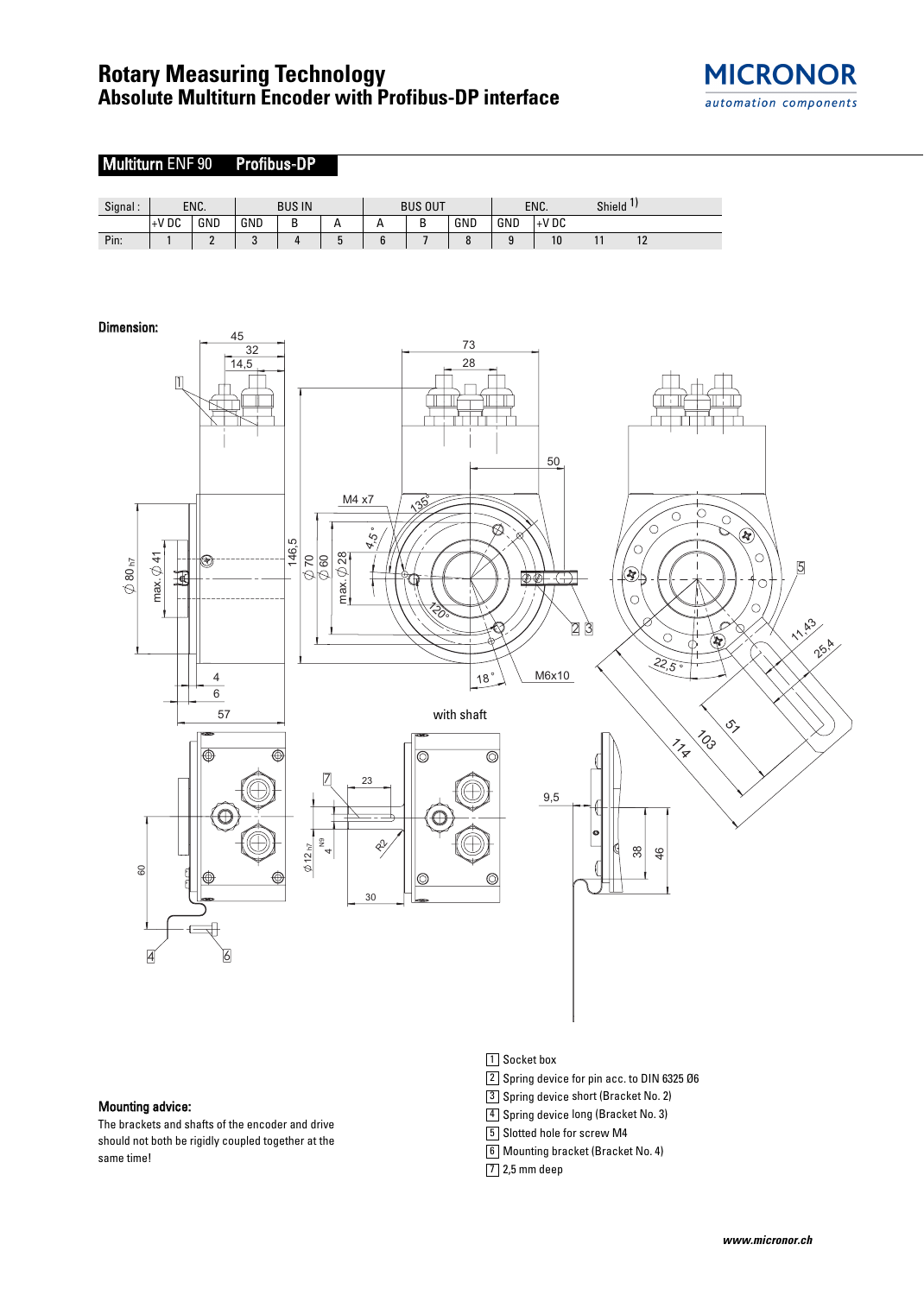# Rotary Measuring Technology
## Absolute Multiturn Encoder with Profibus-DP interface

### Multiturn ENF 90 Profibus-DP

| Signal : | ENC. | | BUS IN | | | BUS OUT | | | ENC. | | Shield 1) | |
|---|---|---|---|---|---|---|---|---|---|---|---|---|
| | +V DC | GND | GND | B | A | A | B | GND | GND | +V DC | | |
| Pin: | 1 | 2 | 3 | 4 | 5 | 6 | 7 | 8 | 9 | 10 | 11 | 12 |

**Dimension:**

with shaft

1 Socket box
2 Spring device for pin acc. to DIN 6325 Ø6
3 Spring device short (Bracket No. 2)
4 Spring device long (Bracket No. 3)
5 Slotted hole for screw M4
6 Mounting bracket (Bracket No. 4)
7 2,5 mm deep

**Mounting advice:**

The brackets and shafts of the encoder and drive should not both be rigidly coupled together at the same time!

*www.micronor.ch*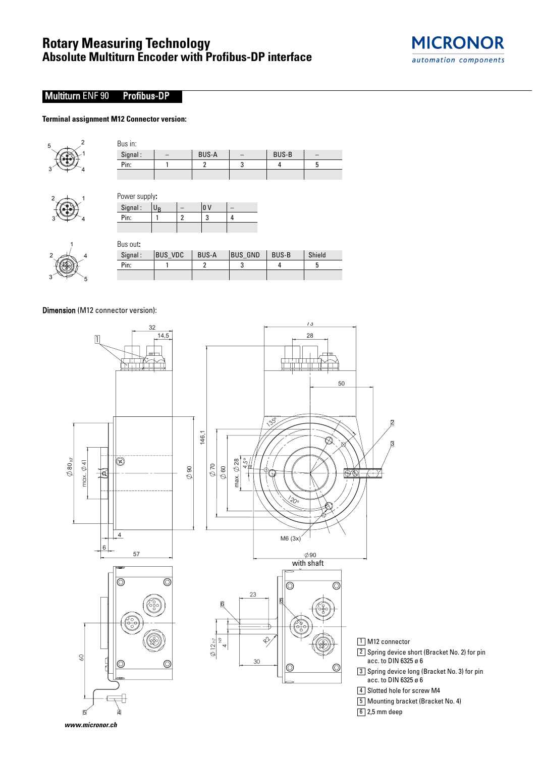# Rotary Measuring Technology
## Absolute Multiturn Encoder with Profibus-DP interface

MICRONOR
automation components

## Multiturn ENF 90 Profibus-DP

**Terminal assignment M12 Connector version:**

Bus in:

| Signal : | – | BUS-A | – | BUS-B | – |
|---|---|---|---|---|---|
| Pin: | 1 | 2 | 3 | 4 | 5 |
| | | | | | |

Power supply:

| Signal : | $U_B$ | – | 0 V | – |
|---|---|---|---|---|
| Pin: | 1 | 2 | 3 | 4 |
| | | | | |

Bus out:

| Signal : | BUS_VDC | BUS-A | BUS_GND | BUS-B | Shield |
|---|---|---|---|---|---|
| Pin: | 1 | 2 | 3 | 4 | 5 |
| | | | | | |

**Dimension** (M12 connector version):

with shaft

1. M12 connector
2. Spring device short (Bracket No. 2) for pin acc. to DIN 6325 ø 6
3. Spring device long (Bracket No. 3) for pin acc. to DIN 6325 ø 6
4. Slotted hole for screw M4
5. Mounting bracket (Bracket No. 4)
6. 2,5 mm deep

*www.micronor.ch*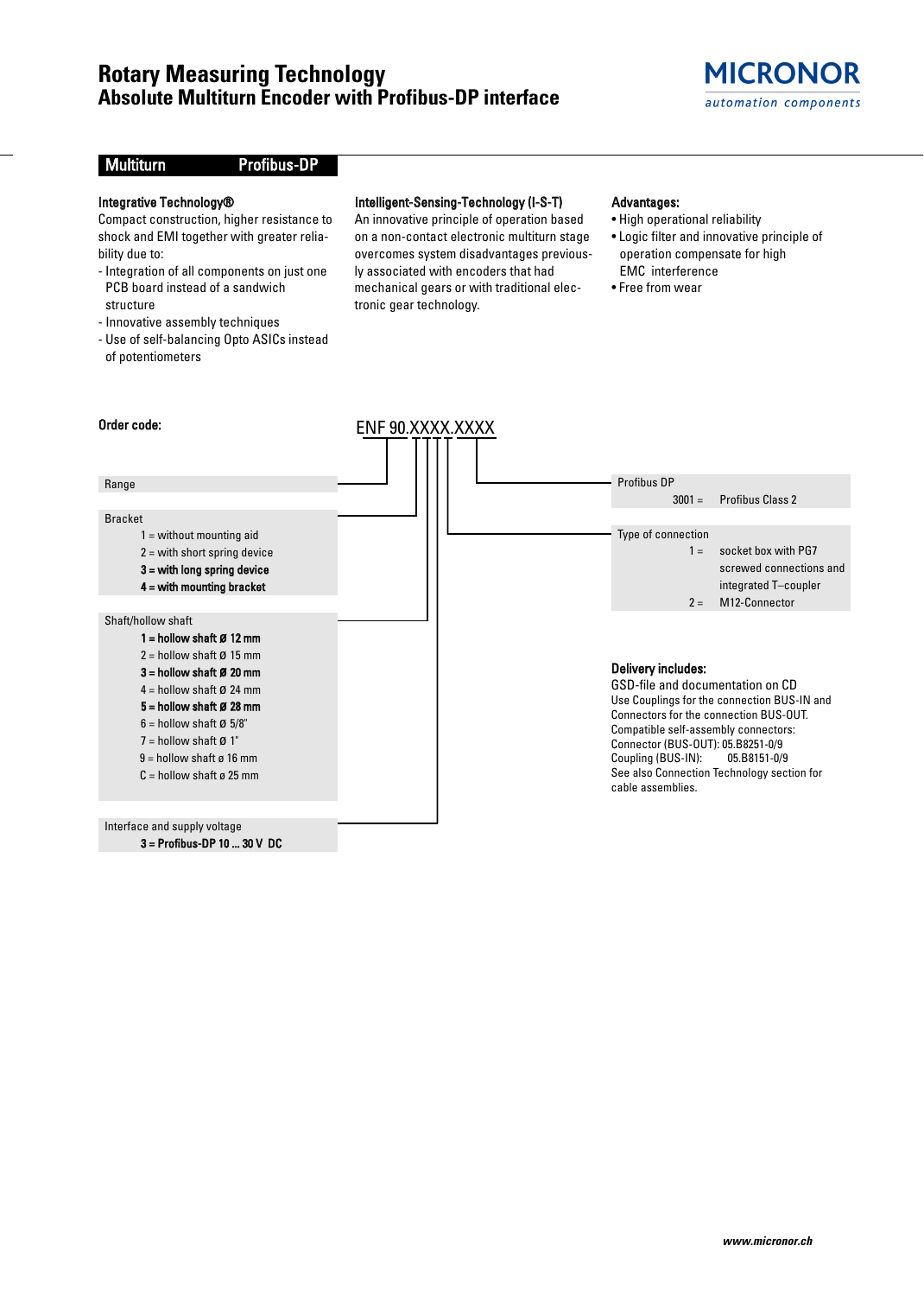# Rotary Measuring Technology
## Absolute Multiturn Encoder with Profibus-DP interface

MICRONOR
*automation components*

**Multiturn** **Profibus-DP**

### Integrative Technology®

Compact construction, higher resistance to shock and EMI together with greater reliability due to:

- Integration of all components on just one PCB board instead of a sandwich structure
- Innovative assembly techniques
- Use of self-balancing Opto ASICs instead of potentiometers

### Intelligent-Sensing-Technology (I-S-T)

An innovative principle of operation based on a non-contact electronic multiturn stage overcomes system disadvantages previously associated with encoders that had mechanical gears or with traditional electronic gear technology.

### Advantages:

- High operational reliability
- Logic filter and innovative principle of operation compensate for high EMC interference
- Free from wear

### Order code:

ENF 90.XXXX.XXXX

**Range**

**Bracket**

1 = without mounting aid
2 = with short spring device
**3 = with long spring device**
**4 = with mounting bracket**

**Shaft/hollow shaft**

**1 = hollow shaft Ø 12 mm**
2 = hollow shaft Ø 15 mm
**3 = hollow shaft Ø 20 mm**
4 = hollow shaft Ø 24 mm
**5 = hollow shaft Ø 28 mm**
6 = hollow shaft Ø 5/8"
7 = hollow shaft Ø 1"
9 = hollow shaft ø 16 mm
C = hollow shaft ø 25 mm

**Interface and supply voltage**

**3 = Profibus-DP 10 ... 30 V DC**

**Type of connection**

1 = socket box with PG7 screwed connections and integrated T–coupler
2 = M12-Connector

**Profibus DP**

3001 = Profibus Class 2

### Delivery includes:

GSD-file and documentation on CD
Use Couplings for the connection BUS-IN and Connectors for the connection BUS-OUT.
Compatible self-assembly connectors:
Connector (BUS-OUT): 05.B8251-0/9
Coupling (BUS-IN): 05.B8151-0/9
See also Connection Technology section for cable assemblies.

*www.micronor.ch*